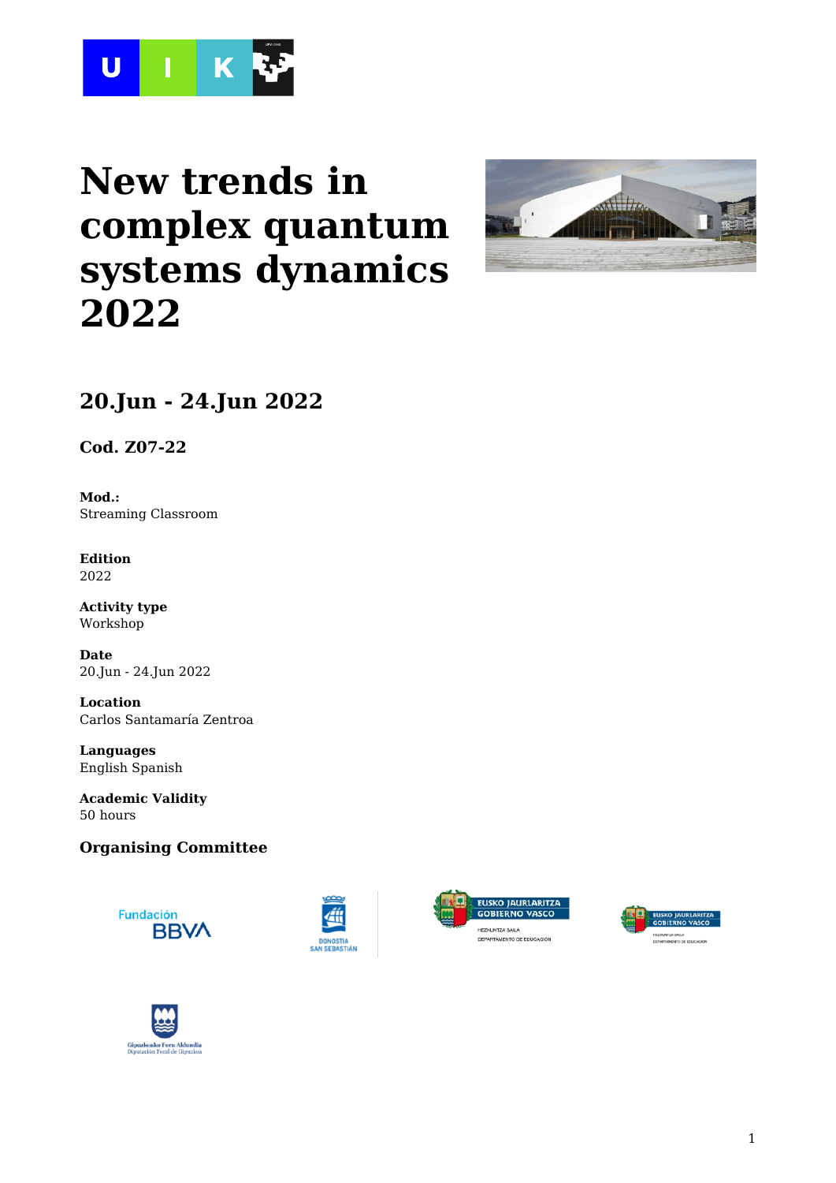# New trends in complex quantum systems dynamics 2022

## 20.Jun - 24.Jun 2022

### Cod. Z07-22

**Mod.:**
Streaming Classroom

**Edition**
2022

**Activity type**
Workshop

**Date**
20.Jun - 24.Jun 2022

**Location**
Carlos Santamaría Zentroa

**Languages**
English Spanish

**Academic Validity**
50 hours

### Organising Committee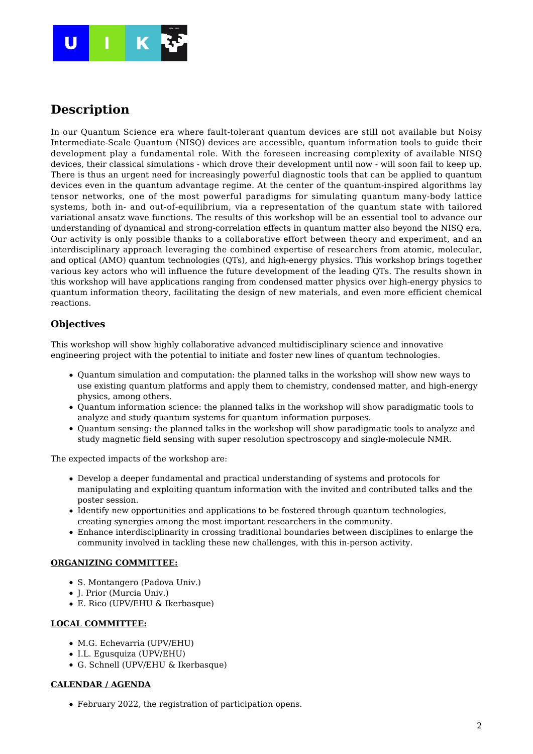## Description

In our Quantum Science era where fault-tolerant quantum devices are still not available but Noisy Intermediate-Scale Quantum (NISQ) devices are accessible, quantum information tools to guide their development play a fundamental role. With the foreseen increasing complexity of available NISQ devices, their classical simulations - which drove their development until now - will soon fail to keep up. There is thus an urgent need for increasingly powerful diagnostic tools that can be applied to quantum devices even in the quantum advantage regime. At the center of the quantum-inspired algorithms lay tensor networks, one of the most powerful paradigms for simulating quantum many-body lattice systems, both in- and out-of-equilibrium, via a representation of the quantum state with tailored variational ansatz wave functions. The results of this workshop will be an essential tool to advance our understanding of dynamical and strong-correlation effects in quantum matter also beyond the NISQ era. Our activity is only possible thanks to a collaborative effort between theory and experiment, and an interdisciplinary approach leveraging the combined expertise of researchers from atomic, molecular, and optical (AMO) quantum technologies (QTs), and high-energy physics. This workshop brings together various key actors who will influence the future development of the leading QTs. The results shown in this workshop will have applications ranging from condensed matter physics over high-energy physics to quantum information theory, facilitating the design of new materials, and even more efficient chemical reactions.

### Objectives

This workshop will show highly collaborative advanced multidisciplinary science and innovative engineering project with the potential to initiate and foster new lines of quantum technologies.

- Quantum simulation and computation: the planned talks in the workshop will show new ways to use existing quantum platforms and apply them to chemistry, condensed matter, and high-energy physics, among others.
- Quantum information science: the planned talks in the workshop will show paradigmatic tools to analyze and study quantum systems for quantum information purposes.
- Quantum sensing: the planned talks in the workshop will show paradigmatic tools to analyze and study magnetic field sensing with super resolution spectroscopy and single-molecule NMR.

The expected impacts of the workshop are:

- Develop a deeper fundamental and practical understanding of systems and protocols for manipulating and exploiting quantum information with the invited and contributed talks and the poster session.
- Identify new opportunities and applications to be fostered through quantum technologies, creating synergies among the most important researchers in the community.
- Enhance interdisciplinarity in crossing traditional boundaries between disciplines to enlarge the community involved in tackling these new challenges, with this in-person activity.

#### ORGANIZING COMMITTEE:

- S. Montangero (Padova Univ.)
- J. Prior (Murcia Univ.)
- E. Rico (UPV/EHU & Ikerbasque)

#### LOCAL COMMITTEE:

- M.G. Echevarria (UPV/EHU)
- I.L. Egusquiza (UPV/EHU)
- G. Schnell (UPV/EHU & Ikerbasque)

#### CALENDAR / AGENDA

- February 2022, the registration of participation opens.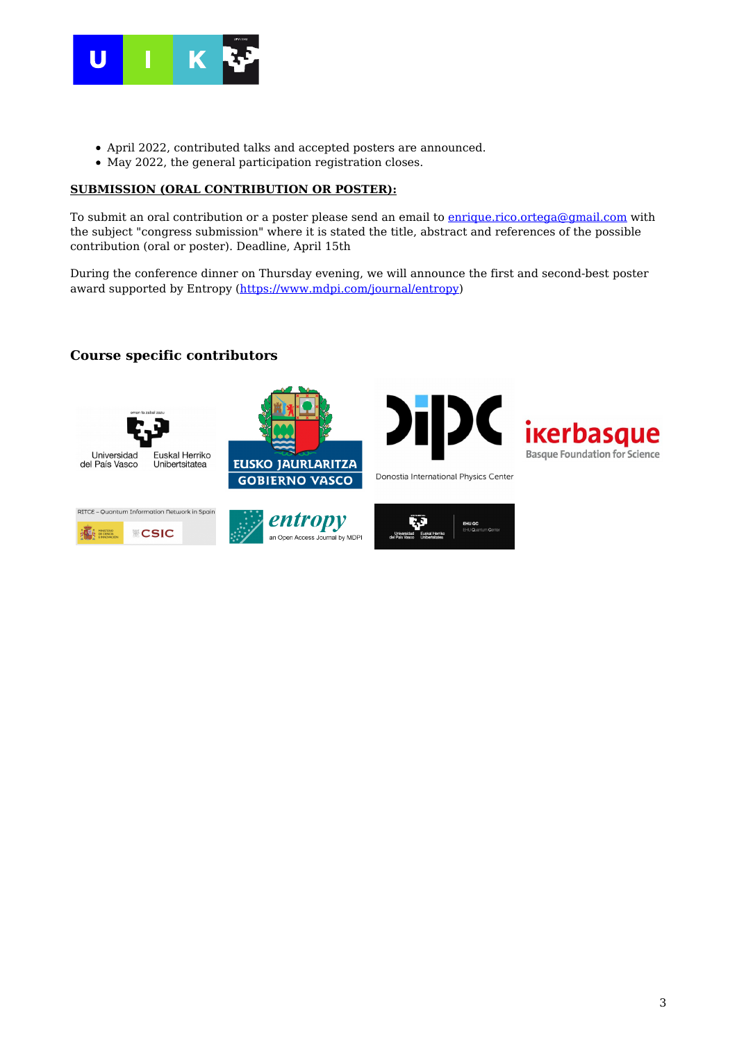- April 2022, contributed talks and accepted posters are announced.
- May 2022, the general participation registration closes.

**SUBMISSION (ORAL CONTRIBUTION OR POSTER):**

To submit an oral contribution or a poster please send an email to [enrique.rico.ortega@gmail.com](mailto:enrique.rico.ortega@gmail.com) with the subject "congress submission" where it is stated the title, abstract and references of the possible contribution (oral or poster). Deadline, April 15th

During the conference dinner on Thursday evening, we will announce the first and second-best poster award supported by Entropy ([https://www.mdpi.com/journal/entropy](https://www.mdpi.com/journal/entropy))

### Course specific contributors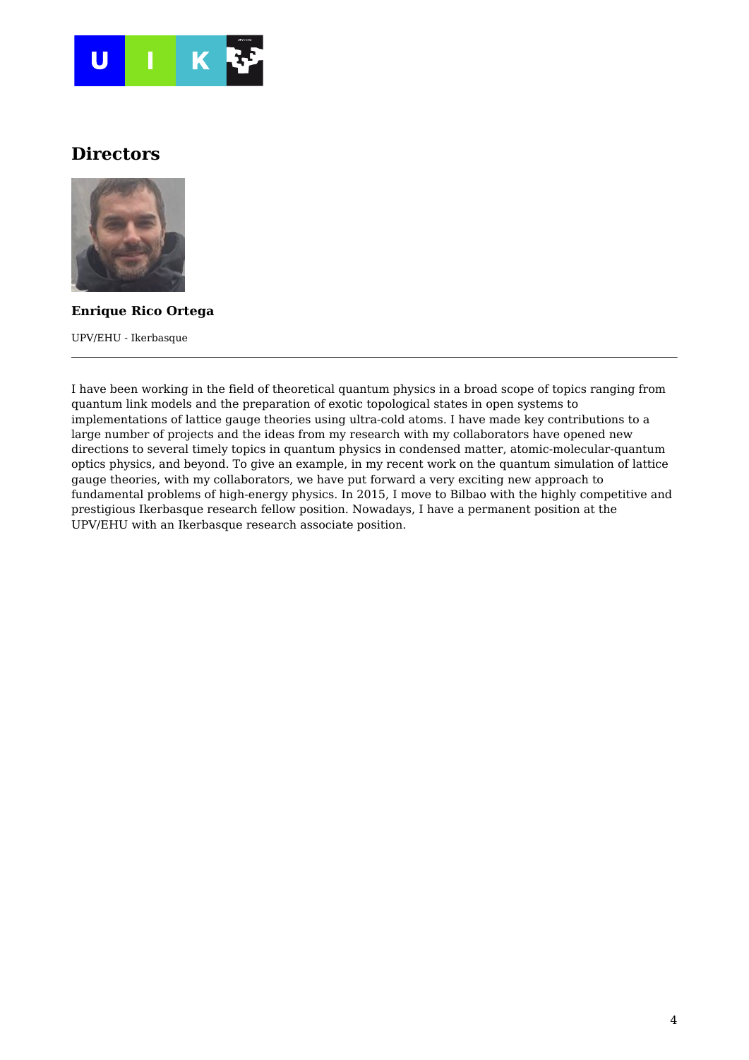## Directors

**Enrique Rico Ortega**

UPV/EHU - Ikerbasque

---

I have been working in the field of theoretical quantum physics in a broad scope of topics ranging from quantum link models and the preparation of exotic topological states in open systems to implementations of lattice gauge theories using ultra-cold atoms. I have made key contributions to a large number of projects and the ideas from my research with my collaborators have opened new directions to several timely topics in quantum physics in condensed matter, atomic-molecular-quantum optics physics, and beyond. To give an example, in my recent work on the quantum simulation of lattice gauge theories, with my collaborators, we have put forward a very exciting new approach to fundamental problems of high-energy physics. In 2015, I move to Bilbao with the highly competitive and prestigious Ikerbasque research fellow position. Nowadays, I have a permanent position at the UPV/EHU with an Ikerbasque research associate position.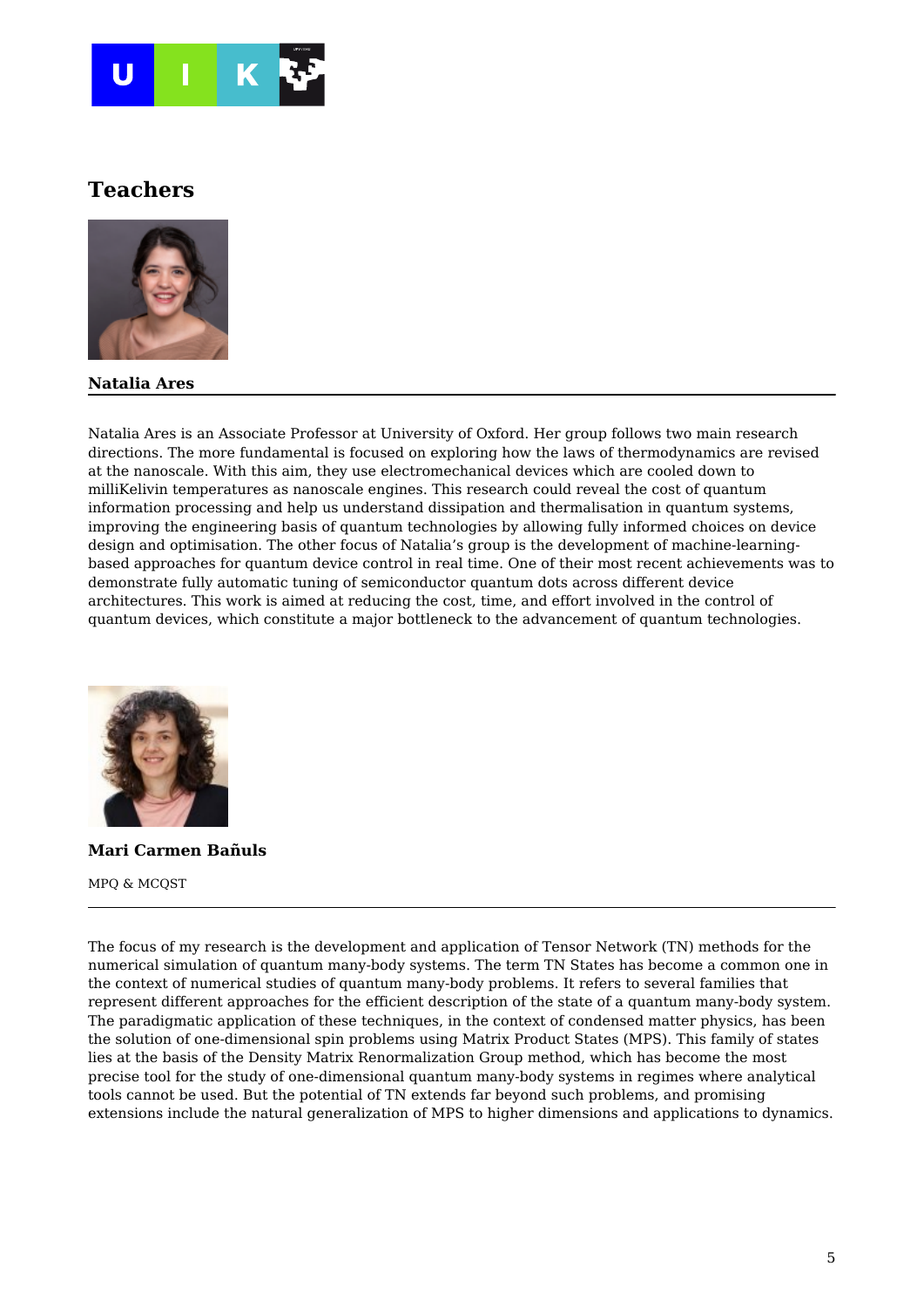## Teachers

### Natalia Ares

Natalia Ares is an Associate Professor at University of Oxford. Her group follows two main research directions. The more fundamental is focused on exploring how the laws of thermodynamics are revised at the nanoscale. With this aim, they use electromechanical devices which are cooled down to milliKelivin temperatures as nanoscale engines. This research could reveal the cost of quantum information processing and help us understand dissipation and thermalisation in quantum systems, improving the engineering basis of quantum technologies by allowing fully informed choices on device design and optimisation. The other focus of Natalia's group is the development of machine-learning-based approaches for quantum device control in real time. One of their most recent achievements was to demonstrate fully automatic tuning of semiconductor quantum dots across different device architectures. This work is aimed at reducing the cost, time, and effort involved in the control of quantum devices, which constitute a major bottleneck to the advancement of quantum technologies.

### Mari Carmen Bañuls

MPQ & MCQST

The focus of my research is the development and application of Tensor Network (TN) methods for the numerical simulation of quantum many-body systems. The term TN States has become a common one in the context of numerical studies of quantum many-body problems. It refers to several families that represent different approaches for the efficient description of the state of a quantum many-body system. The paradigmatic application of these techniques, in the context of condensed matter physics, has been the solution of one-dimensional spin problems using Matrix Product States (MPS). This family of states lies at the basis of the Density Matrix Renormalization Group method, which has become the most precise tool for the study of one-dimensional quantum many-body systems in regimes where analytical tools cannot be used. But the potential of TN extends far beyond such problems, and promising extensions include the natural generalization of MPS to higher dimensions and applications to dynamics.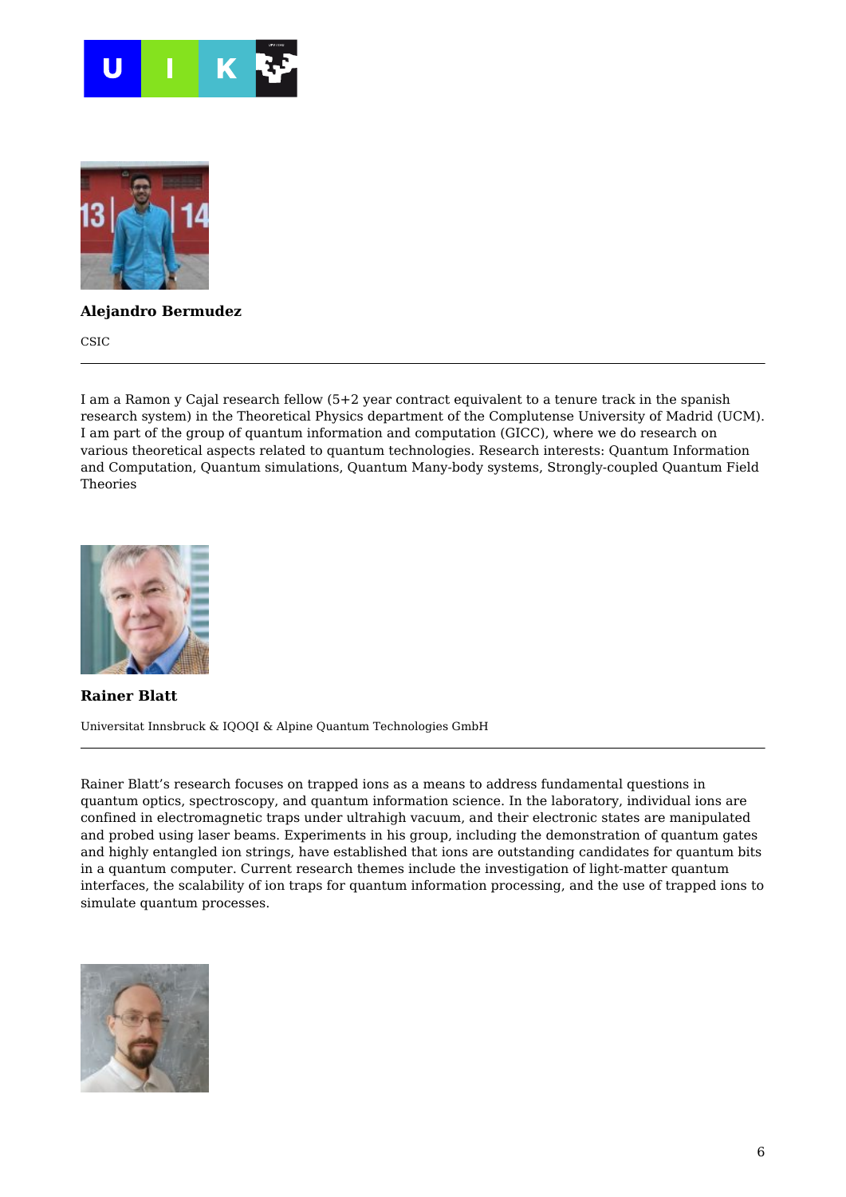**Alejandro Bermudez**

CSIC

---

I am a Ramon y Cajal research fellow (5+2 year contract equivalent to a tenure track in the spanish research system) in the Theoretical Physics department of the Complutense University of Madrid (UCM). I am part of the group of quantum information and computation (GICC), where we do research on various theoretical aspects related to quantum technologies. Research interests: Quantum Information and Computation, Quantum simulations, Quantum Many-body systems, Strongly-coupled Quantum Field Theories

**Rainer Blatt**

Universitat Innsbruck & IQOQI & Alpine Quantum Technologies GmbH

---

Rainer Blatt's research focuses on trapped ions as a means to address fundamental questions in quantum optics, spectroscopy, and quantum information science. In the laboratory, individual ions are confined in electromagnetic traps under ultrahigh vacuum, and their electronic states are manipulated and probed using laser beams. Experiments in his group, including the demonstration of quantum gates and highly entangled ion strings, have established that ions are outstanding candidates for quantum bits in a quantum computer. Current research themes include the investigation of light-matter quantum interfaces, the scalability of ion traps for quantum information processing, and the use of trapped ions to simulate quantum processes.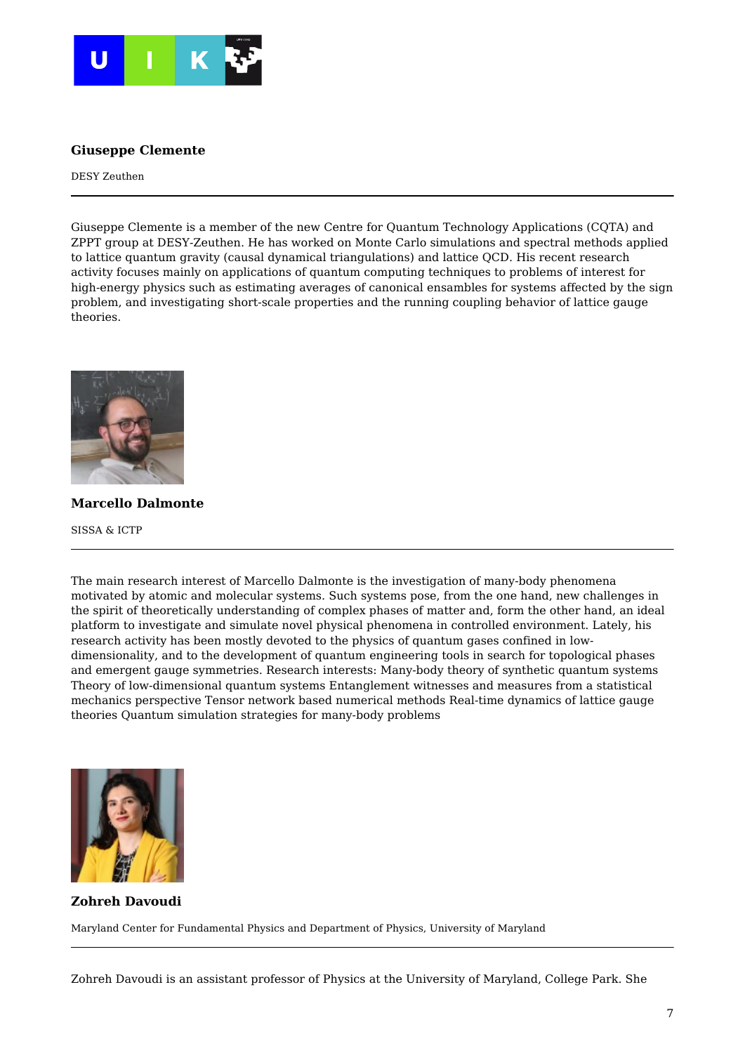### Giuseppe Clemente

DESY Zeuthen

---

Giuseppe Clemente is a member of the new Centre for Quantum Technology Applications (CQTA) and ZPPT group at DESY-Zeuthen. He has worked on Monte Carlo simulations and spectral methods applied to lattice quantum gravity (causal dynamical triangulations) and lattice QCD. His recent research activity focuses mainly on applications of quantum computing techniques to problems of interest for high-energy physics such as estimating averages of canonical ensambles for systems affected by the sign problem, and investigating short-scale properties and the running coupling behavior of lattice gauge theories.

### Marcello Dalmonte

SISSA & ICTP

---

The main research interest of Marcello Dalmonte is the investigation of many-body phenomena motivated by atomic and molecular systems. Such systems pose, from the one hand, new challenges in the spirit of theoretically understanding of complex phases of matter and, form the other hand, an ideal platform to investigate and simulate novel physical phenomena in controlled environment. Lately, his research activity has been mostly devoted to the physics of quantum gases confined in low-dimensionality, and to the development of quantum engineering tools in search for topological phases and emergent gauge symmetries. Research interests: Many-body theory of synthetic quantum systems Theory of low-dimensional quantum systems Entanglement witnesses and measures from a statistical mechanics perspective Tensor network based numerical methods Real-time dynamics of lattice gauge theories Quantum simulation strategies for many-body problems

### Zohreh Davoudi

Maryland Center for Fundamental Physics and Department of Physics, University of Maryland

---

Zohreh Davoudi is an assistant professor of Physics at the University of Maryland, College Park. She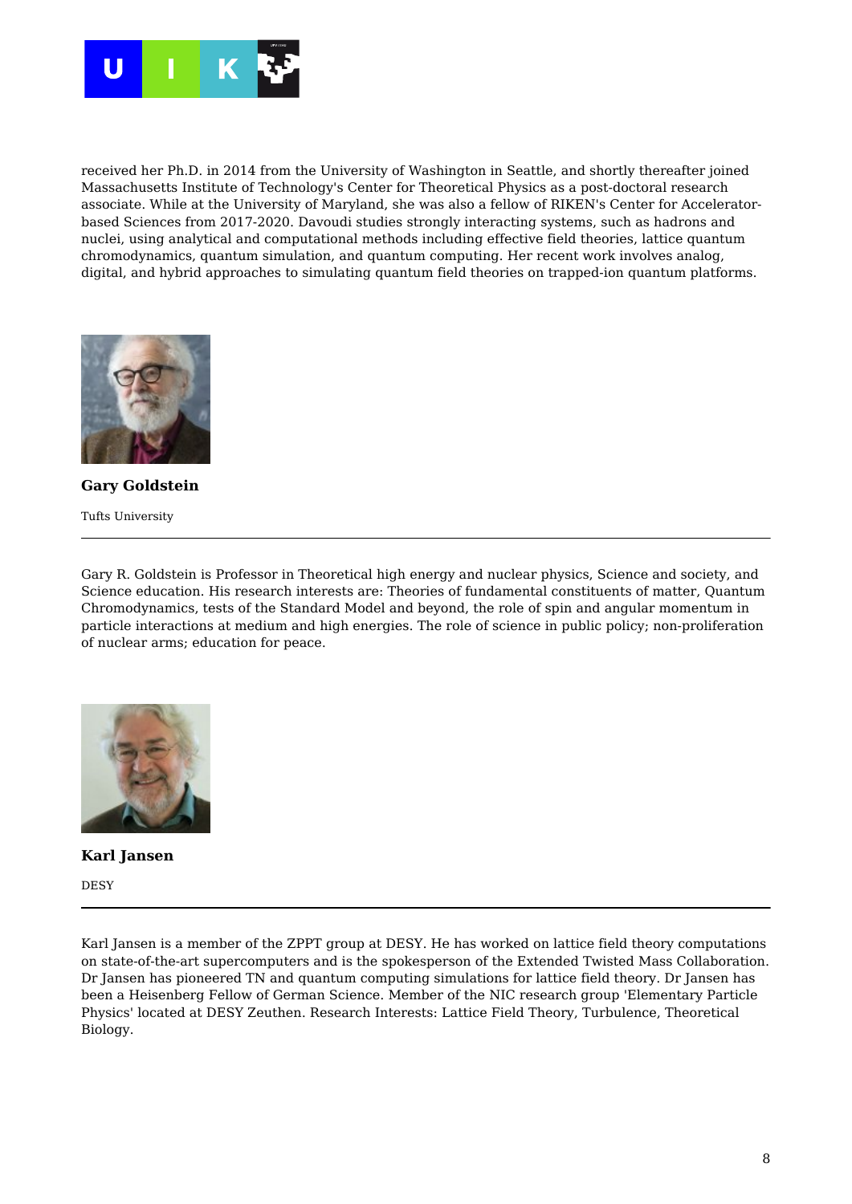received her Ph.D. in 2014 from the University of Washington in Seattle, and shortly thereafter joined Massachusetts Institute of Technology's Center for Theoretical Physics as a post-doctoral research associate. While at the University of Maryland, she was also a fellow of RIKEN's Center for Accelerator-based Sciences from 2017-2020. Davoudi studies strongly interacting systems, such as hadrons and nuclei, using analytical and computational methods including effective field theories, lattice quantum chromodynamics, quantum simulation, and quantum computing. Her recent work involves analog, digital, and hybrid approaches to simulating quantum field theories on trapped-ion quantum platforms.

**Gary Goldstein**

Tufts University

---

Gary R. Goldstein is Professor in Theoretical high energy and nuclear physics, Science and society, and Science education. His research interests are: Theories of fundamental constituents of matter, Quantum Chromodynamics, tests of the Standard Model and beyond, the role of spin and angular momentum in particle interactions at medium and high energies. The role of science in public policy; non-proliferation of nuclear arms; education for peace.

**Karl Jansen**

DESY

---

Karl Jansen is a member of the ZPPT group at DESY. He has worked on lattice field theory computations on state-of-the-art supercomputers and is the spokesperson of the Extended Twisted Mass Collaboration. Dr Jansen has pioneered TN and quantum computing simulations for lattice field theory. Dr Jansen has been a Heisenberg Fellow of German Science. Member of the NIC research group 'Elementary Particle Physics' located at DESY Zeuthen. Research Interests: Lattice Field Theory, Turbulence, Theoretical Biology.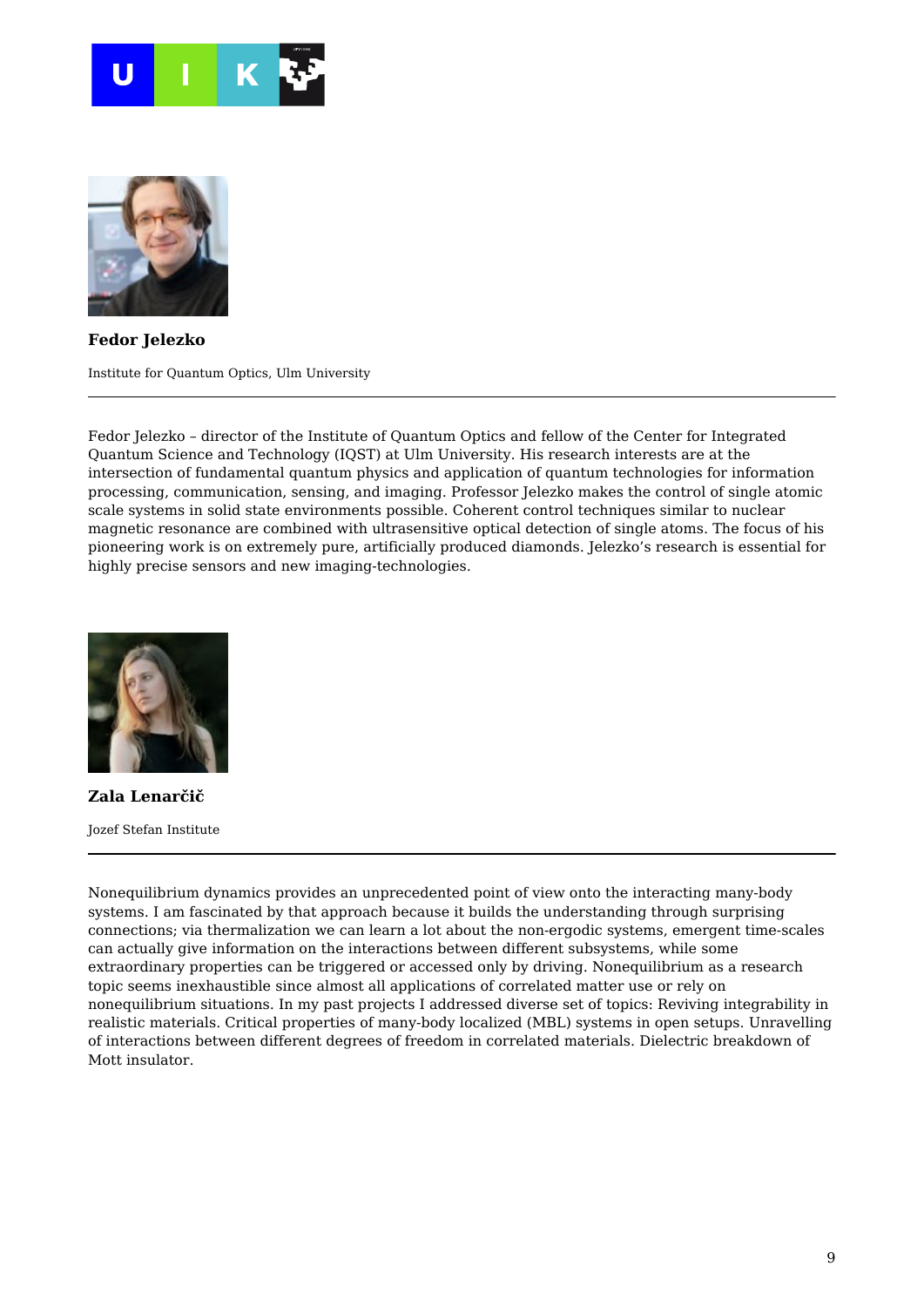**Fedor Jelezko**

Institute for Quantum Optics, Ulm University

---

Fedor Jelezko – director of the Institute of Quantum Optics and fellow of the Center for Integrated Quantum Science and Technology (IQST) at Ulm University. His research interests are at the intersection of fundamental quantum physics and application of quantum technologies for information processing, communication, sensing, and imaging. Professor Jelezko makes the control of single atomic scale systems in solid state environments possible. Coherent control techniques similar to nuclear magnetic resonance are combined with ultrasensitive optical detection of single atoms. The focus of his pioneering work is on extremely pure, artificially produced diamonds. Jelezko's research is essential for highly precise sensors and new imaging-technologies.

**Zala Lenarčič**

Jozef Stefan Institute

---

Nonequilibrium dynamics provides an unprecedented point of view onto the interacting many-body systems. I am fascinated by that approach because it builds the understanding through surprising connections; via thermalization we can learn a lot about the non-ergodic systems, emergent time-scales can actually give information on the interactions between different subsystems, while some extraordinary properties can be triggered or accessed only by driving. Nonequilibrium as a research topic seems inexhaustible since almost all applications of correlated matter use or rely on nonequilibrium situations. In my past projects I addressed diverse set of topics: Reviving integrability in realistic materials. Critical properties of many-body localized (MBL) systems in open setups. Unravelling of interactions between different degrees of freedom in correlated materials. Dielectric breakdown of Mott insulator.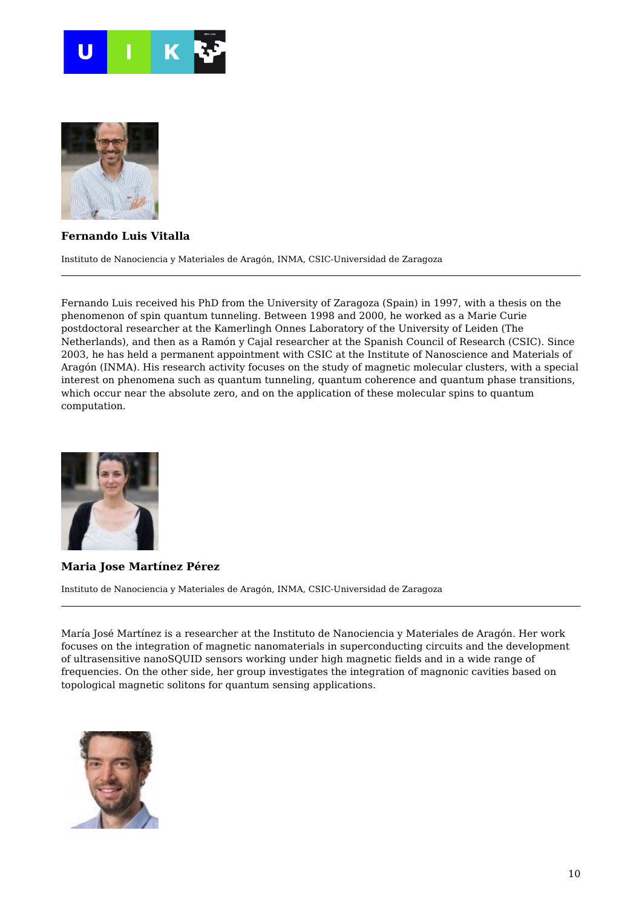**Fernando Luis Vitalla**

Instituto de Nanociencia y Materiales de Aragón, INMA, CSIC-Universidad de Zaragoza

---

Fernando Luis received his PhD from the University of Zaragoza (Spain) in 1997, with a thesis on the phenomenon of spin quantum tunneling. Between 1998 and 2000, he worked as a Marie Curie postdoctoral researcher at the Kamerlingh Onnes Laboratory of the University of Leiden (The Netherlands), and then as a Ramón y Cajal researcher at the Spanish Council of Research (CSIC). Since 2003, he has held a permanent appointment with CSIC at the Institute of Nanoscience and Materials of Aragón (INMA). His research activity focuses on the study of magnetic molecular clusters, with a special interest on phenomena such as quantum tunneling, quantum coherence and quantum phase transitions, which occur near the absolute zero, and on the application of these molecular spins to quantum computation.

**Maria Jose Martínez Pérez**

Instituto de Nanociencia y Materiales de Aragón, INMA, CSIC-Universidad de Zaragoza

---

María José Martínez is a researcher at the Instituto de Nanociencia y Materiales de Aragón. Her work focuses on the integration of magnetic nanomaterials in superconducting circuits and the development of ultrasensitive nanoSQUID sensors working under high magnetic fields and in a wide range of frequencies. On the other side, her group investigates the integration of magnonic cavities based on topological magnetic solitons for quantum sensing applications.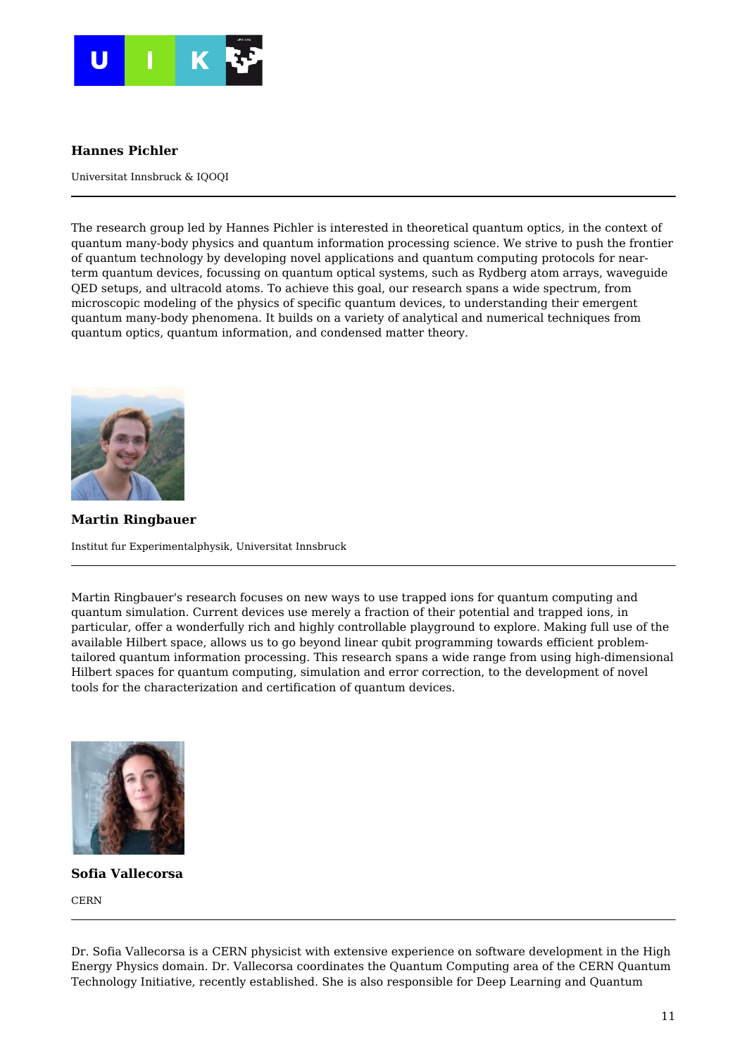### Hannes Pichler

Universitat Innsbruck & IQOQI

---

The research group led by Hannes Pichler is interested in theoretical quantum optics, in the context of quantum many-body physics and quantum information processing science. We strive to push the frontier of quantum technology by developing novel applications and quantum computing protocols for near-term quantum devices, focussing on quantum optical systems, such as Rydberg atom arrays, waveguide QED setups, and ultracold atoms. To achieve this goal, our research spans a wide spectrum, from microscopic modeling of the physics of specific quantum devices, to understanding their emergent quantum many-body phenomena. It builds on a variety of analytical and numerical techniques from quantum optics, quantum information, and condensed matter theory.

### Martin Ringbauer

Institut fur Experimentalphysik, Universitat Innsbruck

---

Martin Ringbauer's research focuses on new ways to use trapped ions for quantum computing and quantum simulation. Current devices use merely a fraction of their potential and trapped ions, in particular, offer a wonderfully rich and highly controllable playground to explore. Making full use of the available Hilbert space, allows us to go beyond linear qubit programming towards efficient problem-tailored quantum information processing. This research spans a wide range from using high-dimensional Hilbert spaces for quantum computing, simulation and error correction, to the development of novel tools for the characterization and certification of quantum devices.

### Sofia Vallecorsa

CERN

---

Dr. Sofia Vallecorsa is a CERN physicist with extensive experience on software development in the High Energy Physics domain. Dr. Vallecorsa coordinates the Quantum Computing area of the CERN Quantum Technology Initiative, recently established. She is also responsible for Deep Learning and Quantum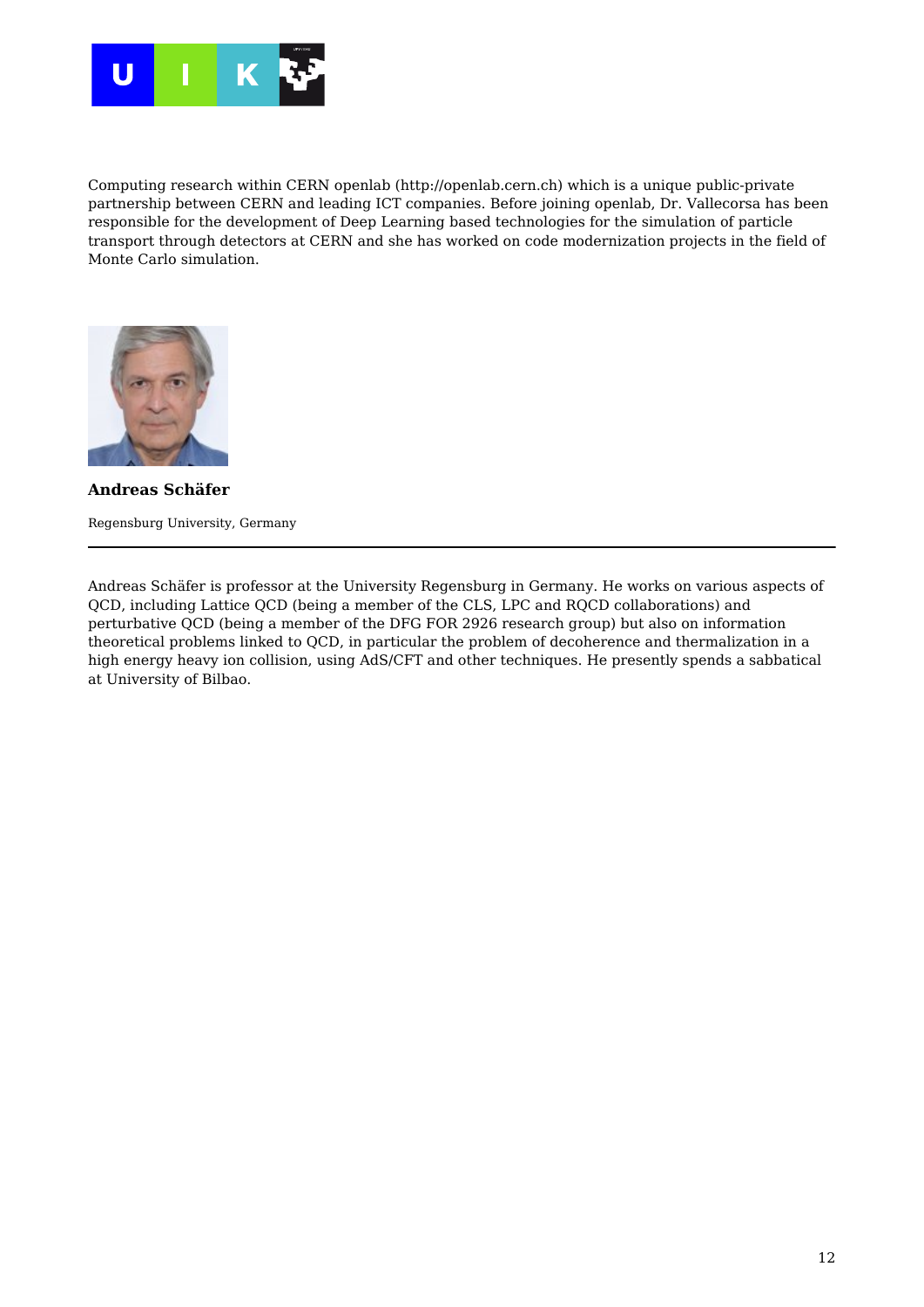Computing research within CERN openlab (http://openlab.cern.ch) which is a unique public-private partnership between CERN and leading ICT companies. Before joining openlab, Dr. Vallecorsa has been responsible for the development of Deep Learning based technologies for the simulation of particle transport through detectors at CERN and she has worked on code modernization projects in the field of Monte Carlo simulation.

**Andreas Schäfer**

Regensburg University, Germany

---

Andreas Schäfer is professor at the University Regensburg in Germany. He works on various aspects of QCD, including Lattice QCD (being a member of the CLS, LPC and RQCD collaborations) and perturbative QCD (being a member of the DFG FOR 2926 research group) but also on information theoretical problems linked to QCD, in particular the problem of decoherence and thermalization in a high energy heavy ion collision, using AdS/CFT and other techniques. He presently spends a sabbatical at University of Bilbao.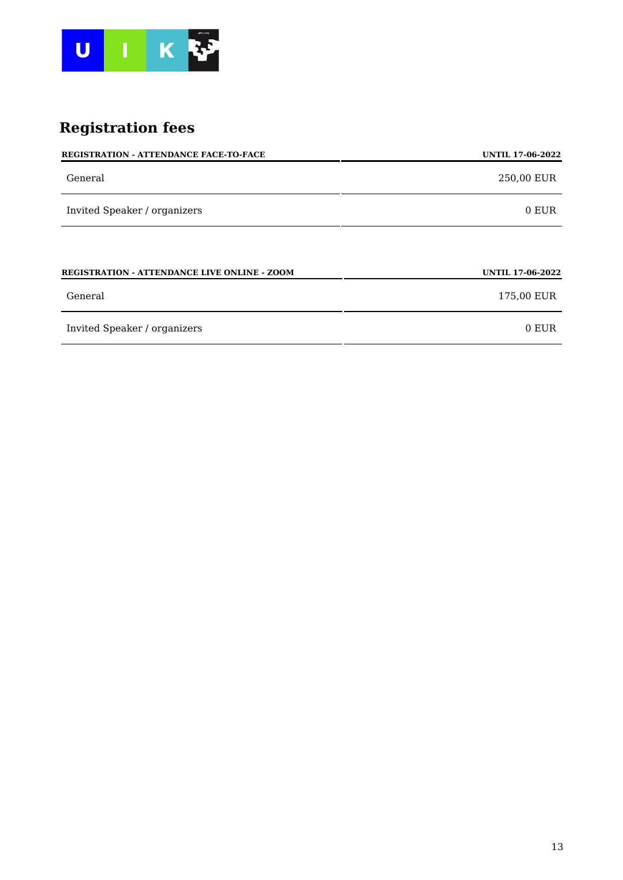## Registration fees

| REGISTRATION - ATTENDANCE FACE-TO-FACE | UNTIL 17-06-2022 |
| --- | --- |
| General | 250,00 EUR |
| Invited Speaker / organizers | 0 EUR |

| REGISTRATION - ATTENDANCE LIVE ONLINE - ZOOM | UNTIL 17-06-2022 |
| --- | --- |
| General | 175,00 EUR |
| Invited Speaker / organizers | 0 EUR |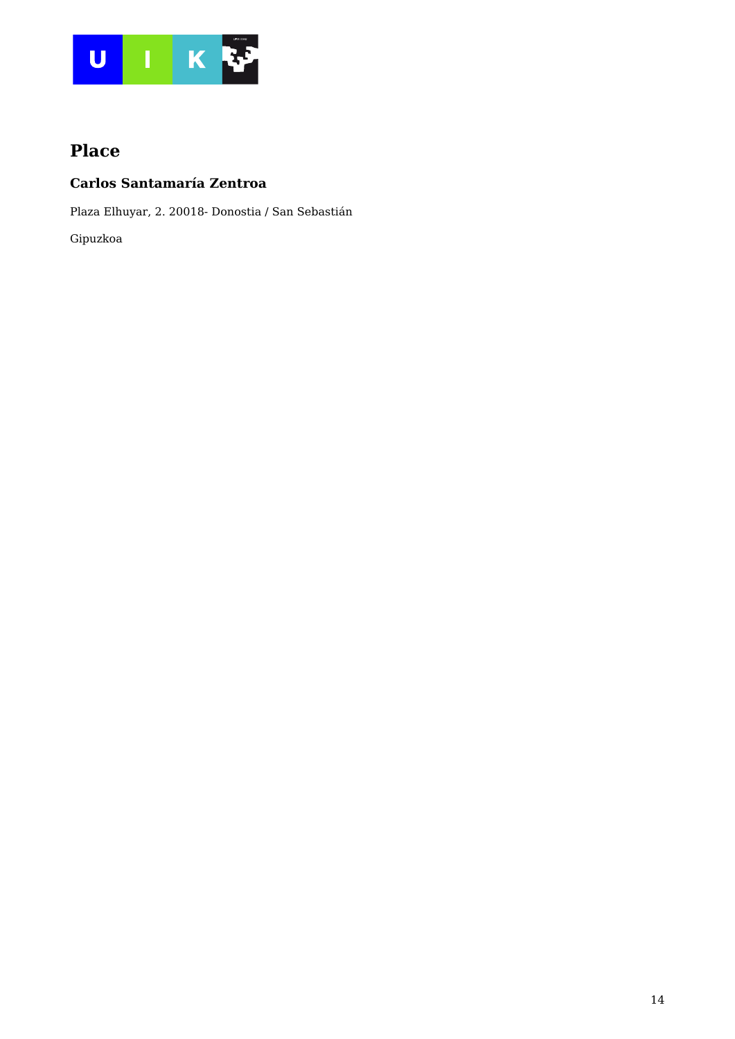# Place

## Carlos Santamaría Zentroa

Plaza Elhuyar, 2. 20018- Donostia / San Sebastián

Gipuzkoa